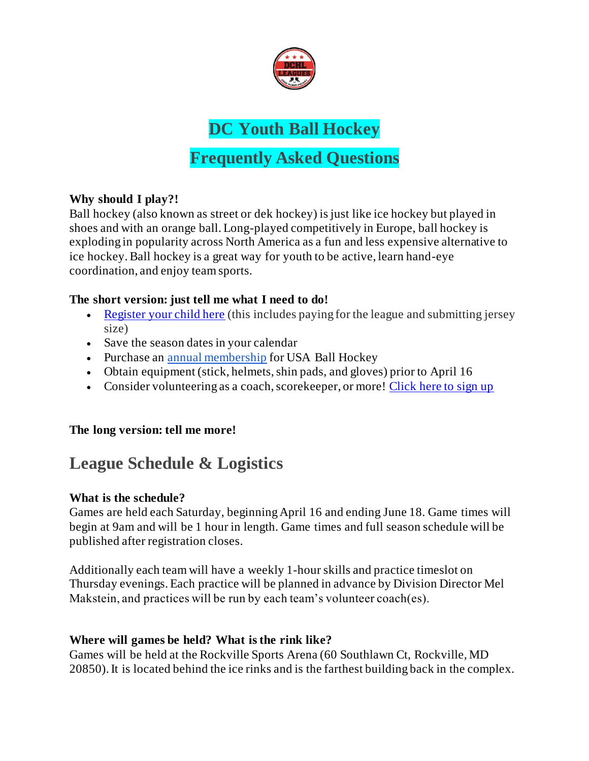# DC Youth Ball Hockey

# Frequently Asked Questions

**Why should I play?!**

Ball hockey (also known as street or dek hockey) is just like ice hockey but played in shoes and with an orange ball. Long-played competitively in Europe, ball hockey is exploding in popularity across North America as a fun and less expensive alternative to ice hockey. Ball hockey is a great way for youth to be active, learn hand-eye coordination, and enjoy team sports.

**The short version: just tell me what I need to do!**

- Register your child here (this includes paying for the league and submitting jersey size)
- Save the season dates in your calendar
- Purchase an annual membership for USA Ball Hockey
- Obtain equipment (stick, helmets, shin pads, and gloves) prior to April 16
- Consider volunteering as a coach, scorekeeper, or more! Click here to sign up

**The long version: tell me more!**

## League Schedule & Logistics

**What is the schedule?**

Games are held each Saturday, beginning April 16 and ending June 18. Game times will begin at 9am and will be 1 hour in length. Game times and full season schedule will be published after registration closes.

Additionally each team will have a weekly 1-hour skills and practice timeslot on Thursday evenings. Each practice will be planned in advance by Division Director Mel Makstein, and practices will be run by each team's volunteer coach(es).

**Where will games be held? What is the rink like?**

Games will be held at the Rockville Sports Arena (60 Southlawn Ct, Rockville, MD 20850). It is located behind the ice rinks and is the farthest building back in the complex.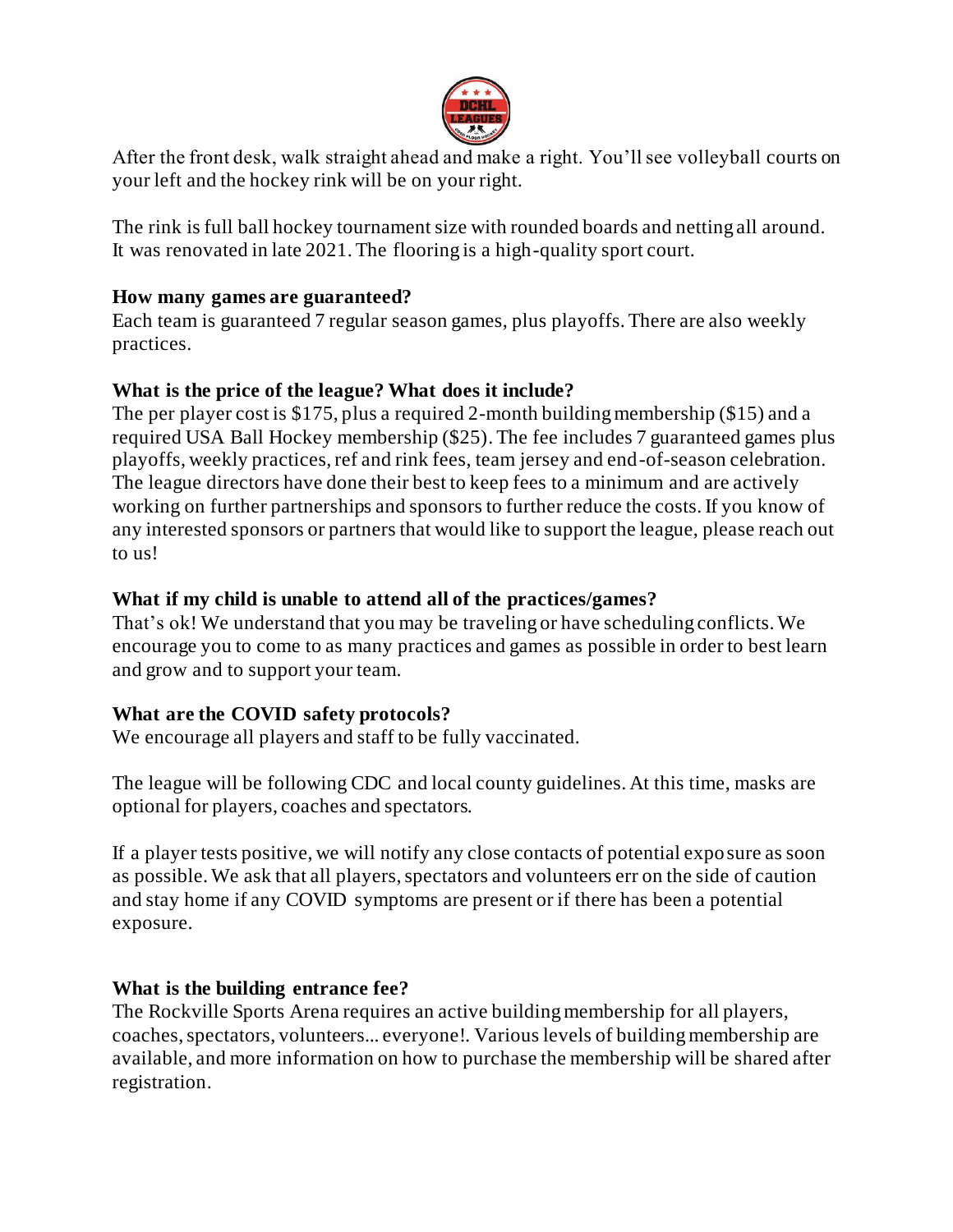After the front desk, walk straight ahead and make a right. You'll see volleyball courts on your left and the hockey rink will be on your right.

The rink is full ball hockey tournament size with rounded boards and netting all around. It was renovated in late 2021. The flooring is a high-quality sport court.

**How many games are guaranteed?**

Each team is guaranteed 7 regular season games, plus playoffs. There are also weekly practices.

**What is the price of the league? What does it include?**

The per player cost is $175, plus a required 2-month building membership ($15) and a required USA Ball Hockey membership ($25). The fee includes 7 guaranteed games plus playoffs, weekly practices, ref and rink fees, team jersey and end-of-season celebration. The league directors have done their best to keep fees to a minimum and are actively working on further partnerships and sponsors to further reduce the costs. If you know of any interested sponsors or partners that would like to support the league, please reach out to us!

**What if my child is unable to attend all of the practices/games?**

That's ok! We understand that you may be traveling or have scheduling conflicts. We encourage you to come to as many practices and games as possible in order to best learn and grow and to support your team.

**What are the COVID safety protocols?**

We encourage all players and staff to be fully vaccinated.

The league will be following CDC and local county guidelines. At this time, masks are optional for players, coaches and spectators.

If a player tests positive, we will notify any close contacts of potential exposure as soon as possible. We ask that all players, spectators and volunteers err on the side of caution and stay home if any COVID symptoms are present or if there has been a potential exposure.

**What is the building entrance fee?**

The Rockville Sports Arena requires an active building membership for all players, coaches, spectators, volunteers... everyone!. Various levels of building membership are available, and more information on how to purchase the membership will be shared after registration.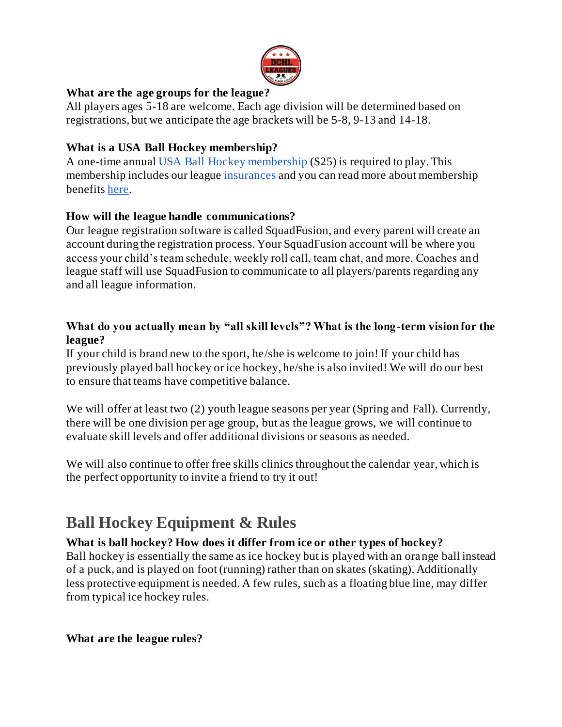**What are the age groups for the league?**
All players ages 5-18 are welcome. Each age division will be determined based on registrations, but we anticipate the age brackets will be 5-8, 9-13 and 14-18.

**What is a USA Ball Hockey membership?**
A one-time annual [USA Ball Hockey membership]() ($25) is required to play. This membership includes our league [insurances]() and you can read more about membership benefits [here]().

**How will the league handle communications?**
Our league registration software is called SquadFusion, and every parent will create an account during the registration process. Your SquadFusion account will be where you access your child's team schedule, weekly roll call, team chat, and more. Coaches and league staff will use SquadFusion to communicate to all players/parents regarding any and all league information.

**What do you actually mean by "all skill levels"? What is the long-term vision for the league?**
If your child is brand new to the sport, he/she is welcome to join! If your child has previously played ball hockey or ice hockey, he/she is also invited! We will do our best to ensure that teams have competitive balance.

We will offer at least two (2) youth league seasons per year (Spring and Fall). Currently, there will be one division per age group, but as the league grows, we will continue to evaluate skill levels and offer additional divisions or seasons as needed.

We will also continue to offer free skills clinics throughout the calendar year, which is the perfect opportunity to invite a friend to try it out!

## Ball Hockey Equipment & Rules

**What is ball hockey? How does it differ from ice or other types of hockey?**
Ball hockey is essentially the same as ice hockey but is played with an orange ball instead of a puck, and is played on foot (running) rather than on skates (skating). Additionally less protective equipment is needed. A few rules, such as a floating blue line, may differ from typical ice hockey rules.

**What are the league rules?**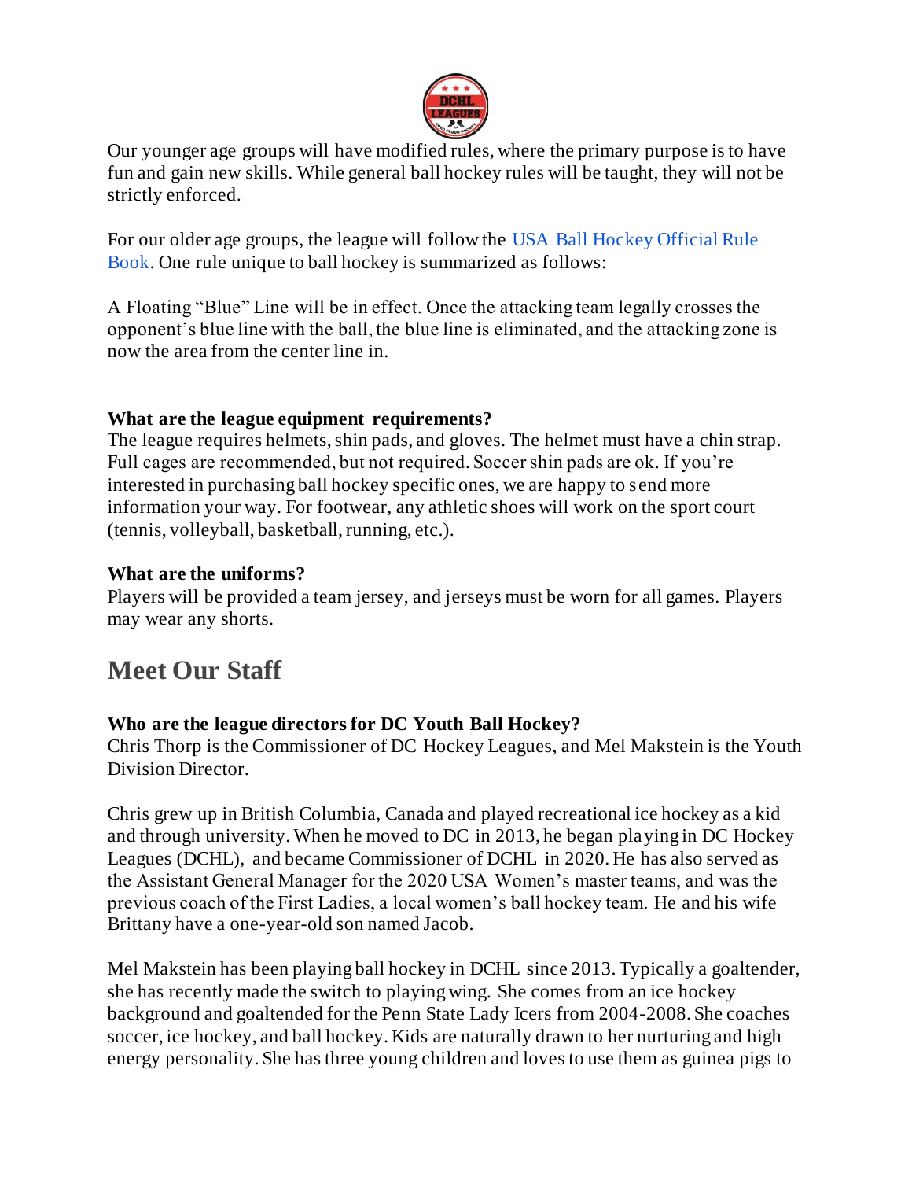Our younger age groups will have modified rules, where the primary purpose is to have fun and gain new skills. While general ball hockey rules will be taught, they will not be strictly enforced.

For our older age groups, the league will follow the [USA Ball Hockey Official Rule Book](). One rule unique to ball hockey is summarized as follows:

A Floating "Blue" Line will be in effect. Once the attacking team legally crosses the opponent's blue line with the ball, the blue line is eliminated, and the attacking zone is now the area from the center line in.

**What are the league equipment requirements?**
The league requires helmets, shin pads, and gloves. The helmet must have a chin strap. Full cages are recommended, but not required. Soccer shin pads are ok. If you're interested in purchasing ball hockey specific ones, we are happy to send more information your way. For footwear, any athletic shoes will work on the sport court (tennis, volleyball, basketball, running, etc.).

**What are the uniforms?**
Players will be provided a team jersey, and jerseys must be worn for all games. Players may wear any shorts.

## Meet Our Staff

**Who are the league directors for DC Youth Ball Hockey?**
Chris Thorp is the Commissioner of DC Hockey Leagues, and Mel Makstein is the Youth Division Director.

Chris grew up in British Columbia, Canada and played recreational ice hockey as a kid and through university. When he moved to DC in 2013, he began playing in DC Hockey Leagues (DCHL), and became Commissioner of DCHL in 2020. He has also served as the Assistant General Manager for the 2020 USA Women's master teams, and was the previous coach of the First Ladies, a local women's ball hockey team. He and his wife Brittany have a one-year-old son named Jacob.

Mel Makstein has been playing ball hockey in DCHL since 2013. Typically a goaltender, she has recently made the switch to playing wing. She comes from an ice hockey background and goaltended for the Penn State Lady Icers from 2004-2008. She coaches soccer, ice hockey, and ball hockey. Kids are naturally drawn to her nurturing and high energy personality. She has three young children and loves to use them as guinea pigs to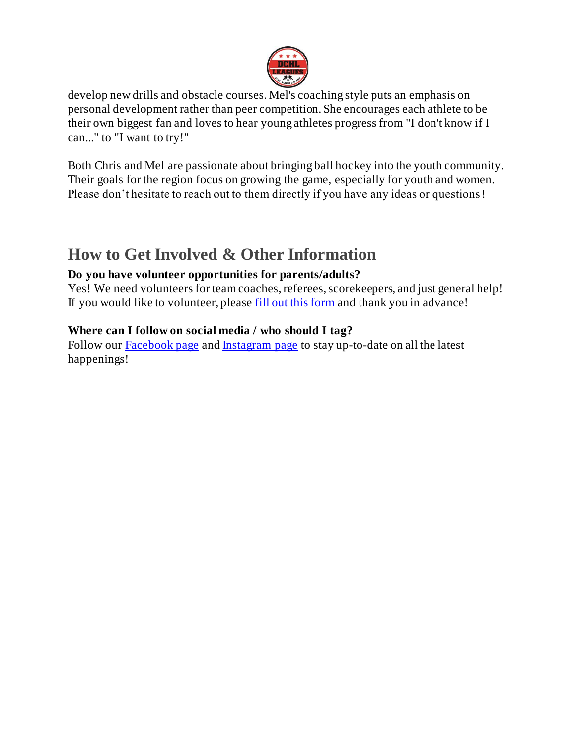develop new drills and obstacle courses. Mel's coaching style puts an emphasis on personal development rather than peer competition. She encourages each athlete to be their own biggest fan and loves to hear young athletes progress from "I don't know if I can..." to "I want to try!"

Both Chris and Mel are passionate about bringing ball hockey into the youth community. Their goals for the region focus on growing the game, especially for youth and women. Please don't hesitate to reach out to them directly if you have any ideas or questions!

## How to Get Involved & Other Information

**Do you have volunteer opportunities for parents/adults?**
Yes! We need volunteers for team coaches, referees, scorekeepers, and just general help! If you would like to volunteer, please fill out this form and thank you in advance!

**Where can I follow on social media / who should I tag?**
Follow our Facebook page and Instagram page to stay up-to-date on all the latest happenings!